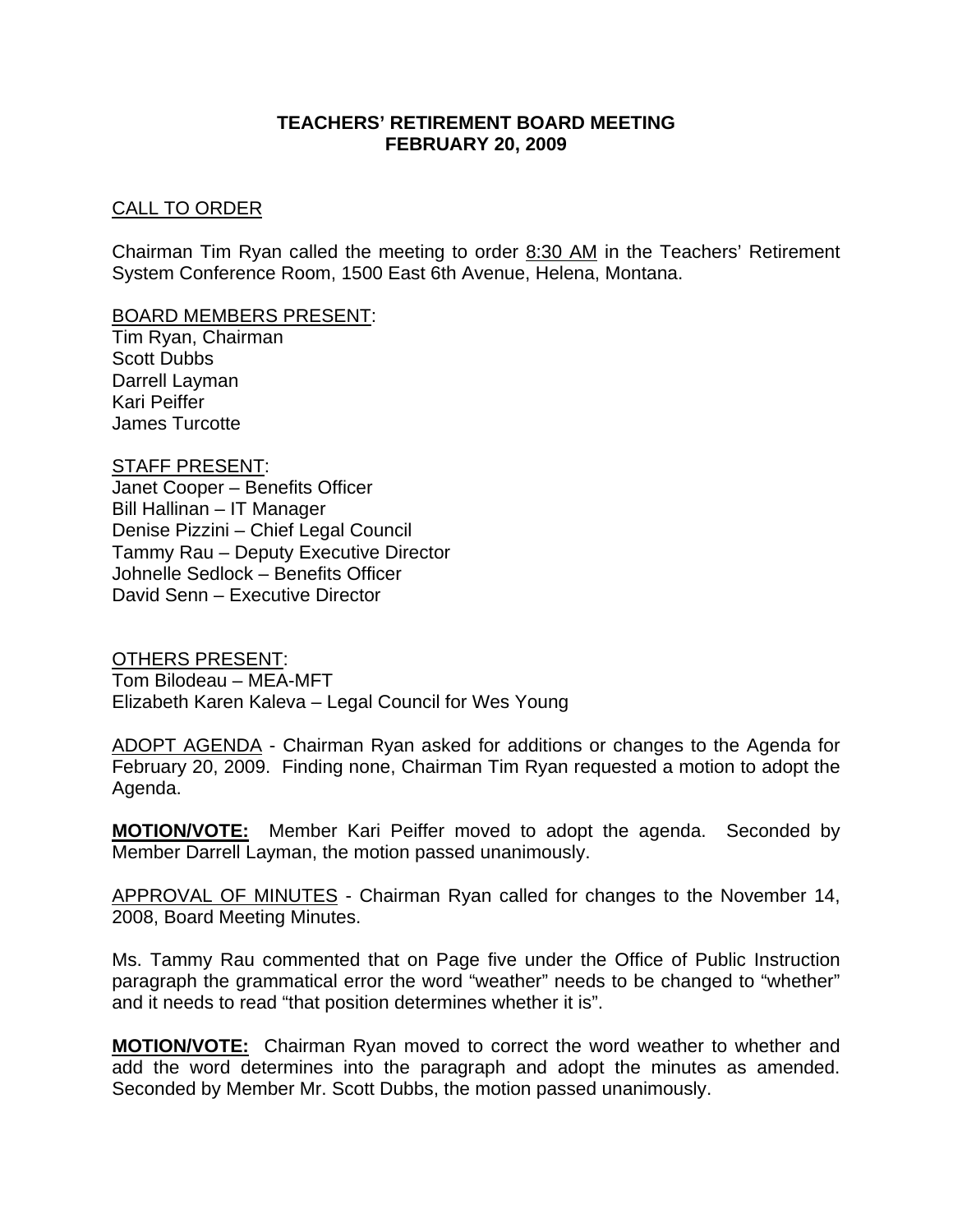# TEACHERS' RETIREMENT BOARD MEETING
# FEBRUARY 20, 2009

CALL TO ORDER

Chairman Tim Ryan called the meeting to order 8:30 AM in the Teachers' Retirement System Conference Room, 1500 East 6th Avenue, Helena, Montana.

BOARD MEMBERS PRESENT:
Tim Ryan, Chairman
Scott Dubbs
Darrell Layman
Kari Peiffer
James Turcotte

STAFF PRESENT:
Janet Cooper – Benefits Officer
Bill Hallinan – IT Manager
Denise Pizzini – Chief Legal Council
Tammy Rau – Deputy Executive Director
Johnelle Sedlock – Benefits Officer
David Senn – Executive Director

OTHERS PRESENT:
Tom Bilodeau – MEA-MFT
Elizabeth Karen Kaleva – Legal Council for Wes Young

ADOPT AGENDA - Chairman Ryan asked for additions or changes to the Agenda for February 20, 2009. Finding none, Chairman Tim Ryan requested a motion to adopt the Agenda.

**MOTION/VOTE:** Member Kari Peiffer moved to adopt the agenda. Seconded by Member Darrell Layman, the motion passed unanimously.

APPROVAL OF MINUTES - Chairman Ryan called for changes to the November 14, 2008, Board Meeting Minutes.

Ms. Tammy Rau commented that on Page five under the Office of Public Instruction paragraph the grammatical error the word "weather" needs to be changed to "whether" and it needs to read "that position determines whether it is".

**MOTION/VOTE:** Chairman Ryan moved to correct the word weather to whether and add the word determines into the paragraph and adopt the minutes as amended. Seconded by Member Mr. Scott Dubbs, the motion passed unanimously.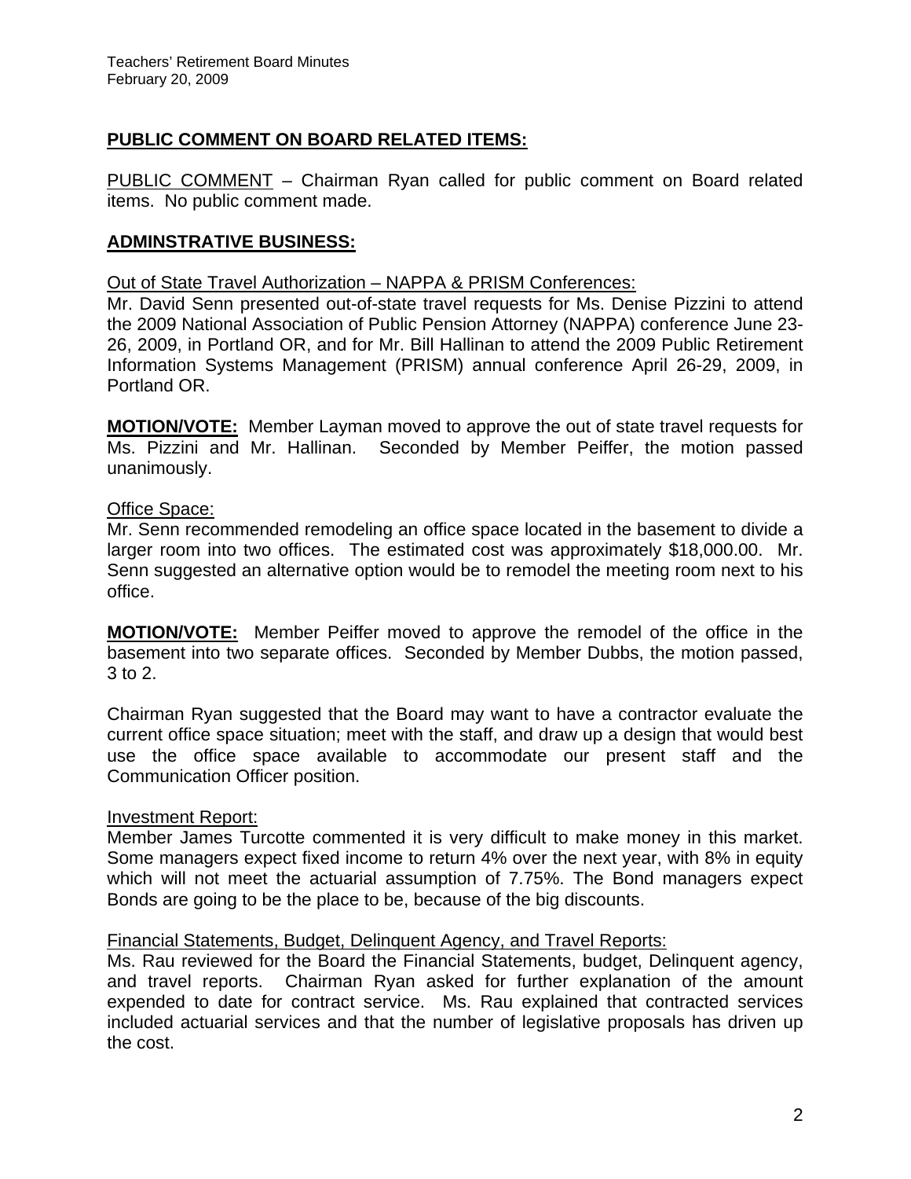## PUBLIC COMMENT ON BOARD RELATED ITEMS:

PUBLIC COMMENT – Chairman Ryan called for public comment on Board related items. No public comment made.

## ADMINSTRATIVE BUSINESS:

Out of State Travel Authorization – NAPPA & PRISM Conferences:

Mr. David Senn presented out-of-state travel requests for Ms. Denise Pizzini to attend the 2009 National Association of Public Pension Attorney (NAPPA) conference June 23-26, 2009, in Portland OR, and for Mr. Bill Hallinan to attend the 2009 Public Retirement Information Systems Management (PRISM) annual conference April 26-29, 2009, in Portland OR.

**MOTION/VOTE:** Member Layman moved to approve the out of state travel requests for Ms. Pizzini and Mr. Hallinan. Seconded by Member Peiffer, the motion passed unanimously.

Office Space:

Mr. Senn recommended remodeling an office space located in the basement to divide a larger room into two offices. The estimated cost was approximately $18,000.00. Mr. Senn suggested an alternative option would be to remodel the meeting room next to his office.

**MOTION/VOTE:** Member Peiffer moved to approve the remodel of the office in the basement into two separate offices. Seconded by Member Dubbs, the motion passed, 3 to 2.

Chairman Ryan suggested that the Board may want to have a contractor evaluate the current office space situation; meet with the staff, and draw up a design that would best use the office space available to accommodate our present staff and the Communication Officer position.

Investment Report:

Member James Turcotte commented it is very difficult to make money in this market. Some managers expect fixed income to return 4% over the next year, with 8% in equity which will not meet the actuarial assumption of 7.75%. The Bond managers expect Bonds are going to be the place to be, because of the big discounts.

Financial Statements, Budget, Delinquent Agency, and Travel Reports:

Ms. Rau reviewed for the Board the Financial Statements, budget, Delinquent agency, and travel reports. Chairman Ryan asked for further explanation of the amount expended to date for contract service. Ms. Rau explained that contracted services included actuarial services and that the number of legislative proposals has driven up the cost.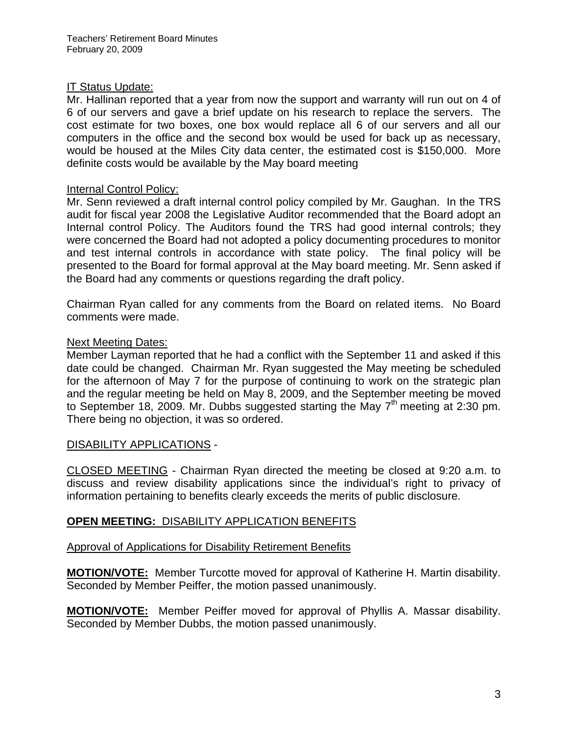<u>IT Status Update:</u>

Mr. Hallinan reported that a year from now the support and warranty will run out on 4 of 6 of our servers and gave a brief update on his research to replace the servers. The cost estimate for two boxes, one box would replace all 6 of our servers and all our computers in the office and the second box would be used for back up as necessary, would be housed at the Miles City data center, the estimated cost is $150,000. More definite costs would be available by the May board meeting

<u>Internal Control Policy:</u>

Mr. Senn reviewed a draft internal control policy compiled by Mr. Gaughan. In the TRS audit for fiscal year 2008 the Legislative Auditor recommended that the Board adopt an Internal control Policy. The Auditors found the TRS had good internal controls; they were concerned the Board had not adopted a policy documenting procedures to monitor and test internal controls in accordance with state policy. The final policy will be presented to the Board for formal approval at the May board meeting. Mr. Senn asked if the Board had any comments or questions regarding the draft policy.

Chairman Ryan called for any comments from the Board on related items. No Board comments were made.

<u>Next Meeting Dates:</u>

Member Layman reported that he had a conflict with the September 11 and asked if this date could be changed. Chairman Mr. Ryan suggested the May meeting be scheduled for the afternoon of May 7 for the purpose of continuing to work on the strategic plan and the regular meeting be held on May 8, 2009, and the September meeting be moved to September 18, 2009. Mr. Dubbs suggested starting the May 7th meeting at 2:30 pm. There being no objection, it was so ordered.

<u>DISABILITY APPLICATIONS</u> -

<u>CLOSED MEETING</u> - Chairman Ryan directed the meeting be closed at 9:20 a.m. to discuss and review disability applications since the individual's right to privacy of information pertaining to benefits clearly exceeds the merits of public disclosure.

**OPEN MEETING:** <u>DISABILITY APPLICATION BENEFITS</u>

<u>Approval of Applications for Disability Retirement Benefits</u>

**MOTION/VOTE:** Member Turcotte moved for approval of Katherine H. Martin disability. Seconded by Member Peiffer, the motion passed unanimously.

**MOTION/VOTE:** Member Peiffer moved for approval of Phyllis A. Massar disability. Seconded by Member Dubbs, the motion passed unanimously.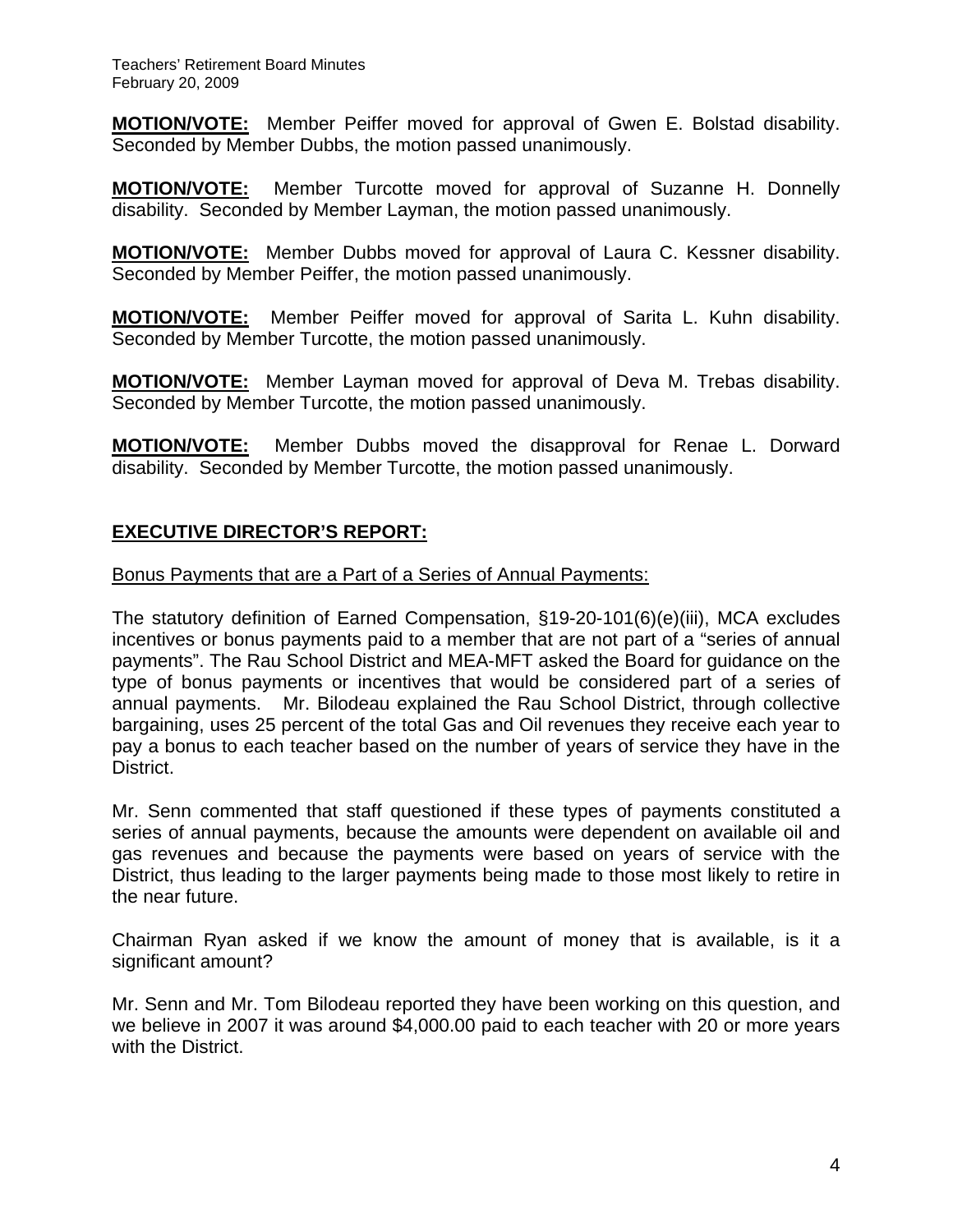**MOTION/VOTE:** Member Peiffer moved for approval of Gwen E. Bolstad disability. Seconded by Member Dubbs, the motion passed unanimously.

**MOTION/VOTE:** Member Turcotte moved for approval of Suzanne H. Donnelly disability. Seconded by Member Layman, the motion passed unanimously.

**MOTION/VOTE:** Member Dubbs moved for approval of Laura C. Kessner disability. Seconded by Member Peiffer, the motion passed unanimously.

**MOTION/VOTE:** Member Peiffer moved for approval of Sarita L. Kuhn disability. Seconded by Member Turcotte, the motion passed unanimously.

**MOTION/VOTE:** Member Layman moved for approval of Deva M. Trebas disability. Seconded by Member Turcotte, the motion passed unanimously.

**MOTION/VOTE:** Member Dubbs moved the disapproval for Renae L. Dorward disability. Seconded by Member Turcotte, the motion passed unanimously.

## EXECUTIVE DIRECTOR'S REPORT:

Bonus Payments that are a Part of a Series of Annual Payments:

The statutory definition of Earned Compensation, §19-20-101(6)(e)(iii), MCA excludes incentives or bonus payments paid to a member that are not part of a "series of annual payments". The Rau School District and MEA-MFT asked the Board for guidance on the type of bonus payments or incentives that would be considered part of a series of annual payments. Mr. Bilodeau explained the Rau School District, through collective bargaining, uses 25 percent of the total Gas and Oil revenues they receive each year to pay a bonus to each teacher based on the number of years of service they have in the District.

Mr. Senn commented that staff questioned if these types of payments constituted a series of annual payments, because the amounts were dependent on available oil and gas revenues and because the payments were based on years of service with the District, thus leading to the larger payments being made to those most likely to retire in the near future.

Chairman Ryan asked if we know the amount of money that is available, is it a significant amount?

Mr. Senn and Mr. Tom Bilodeau reported they have been working on this question, and we believe in 2007 it was around $4,000.00 paid to each teacher with 20 or more years with the District.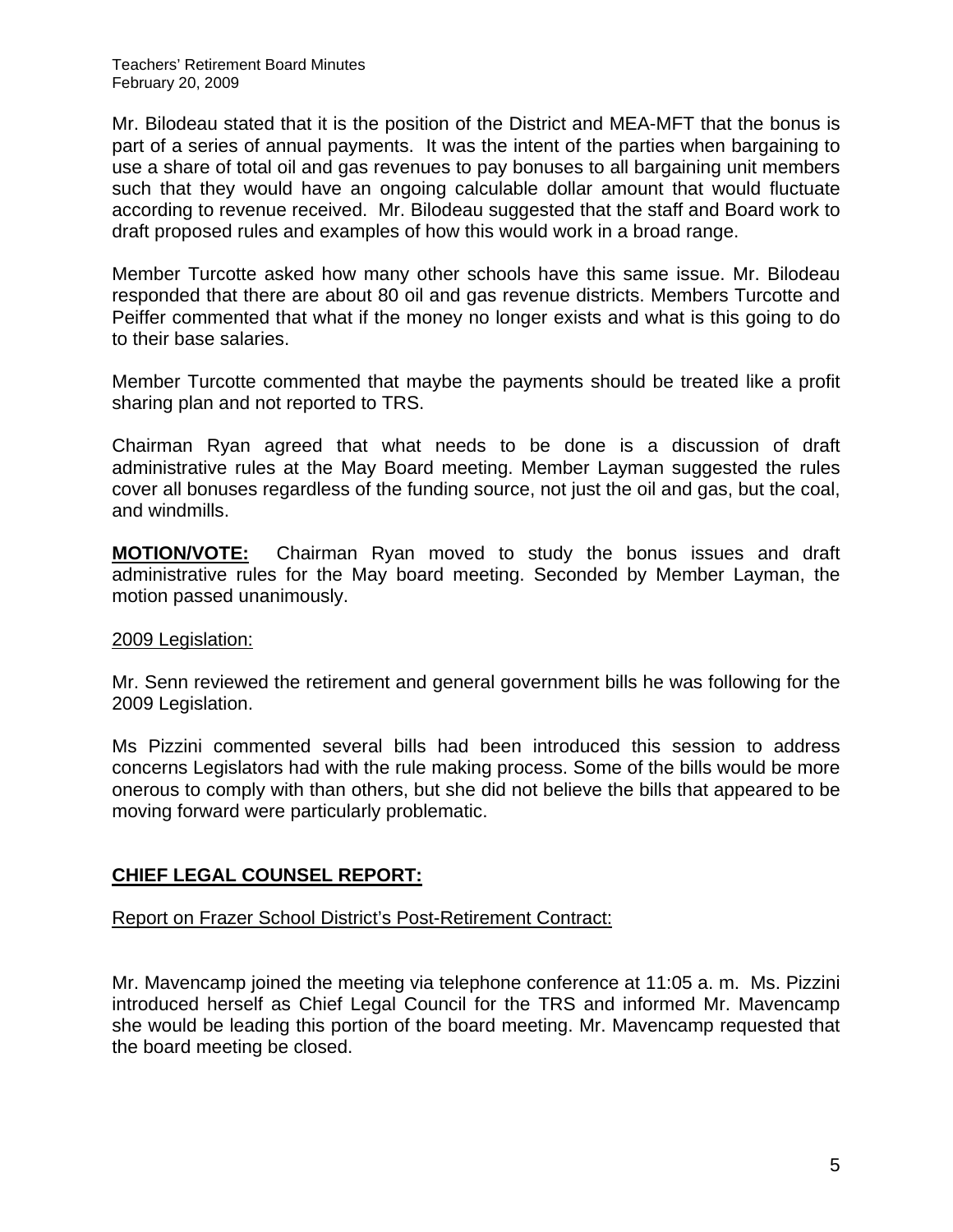Mr. Bilodeau stated that it is the position of the District and MEA-MFT that the bonus is part of a series of annual payments. It was the intent of the parties when bargaining to use a share of total oil and gas revenues to pay bonuses to all bargaining unit members such that they would have an ongoing calculable dollar amount that would fluctuate according to revenue received. Mr. Bilodeau suggested that the staff and Board work to draft proposed rules and examples of how this would work in a broad range.

Member Turcotte asked how many other schools have this same issue. Mr. Bilodeau responded that there are about 80 oil and gas revenue districts. Members Turcotte and Peiffer commented that what if the money no longer exists and what is this going to do to their base salaries.

Member Turcotte commented that maybe the payments should be treated like a profit sharing plan and not reported to TRS.

Chairman Ryan agreed that what needs to be done is a discussion of draft administrative rules at the May Board meeting. Member Layman suggested the rules cover all bonuses regardless of the funding source, not just the oil and gas, but the coal, and windmills.

**MOTION/VOTE:** Chairman Ryan moved to study the bonus issues and draft administrative rules for the May board meeting. Seconded by Member Layman, the motion passed unanimously.

<u>2009 Legislation:</u>

Mr. Senn reviewed the retirement and general government bills he was following for the 2009 Legislation.

Ms Pizzini commented several bills had been introduced this session to address concerns Legislators had with the rule making process. Some of the bills would be more onerous to comply with than others, but she did not believe the bills that appeared to be moving forward were particularly problematic.

## CHIEF LEGAL COUNSEL REPORT:

<u>Report on Frazer School District's Post-Retirement Contract:</u>

Mr. Mavencamp joined the meeting via telephone conference at 11:05 a. m. Ms. Pizzini introduced herself as Chief Legal Council for the TRS and informed Mr. Mavencamp she would be leading this portion of the board meeting. Mr. Mavencamp requested that the board meeting be closed.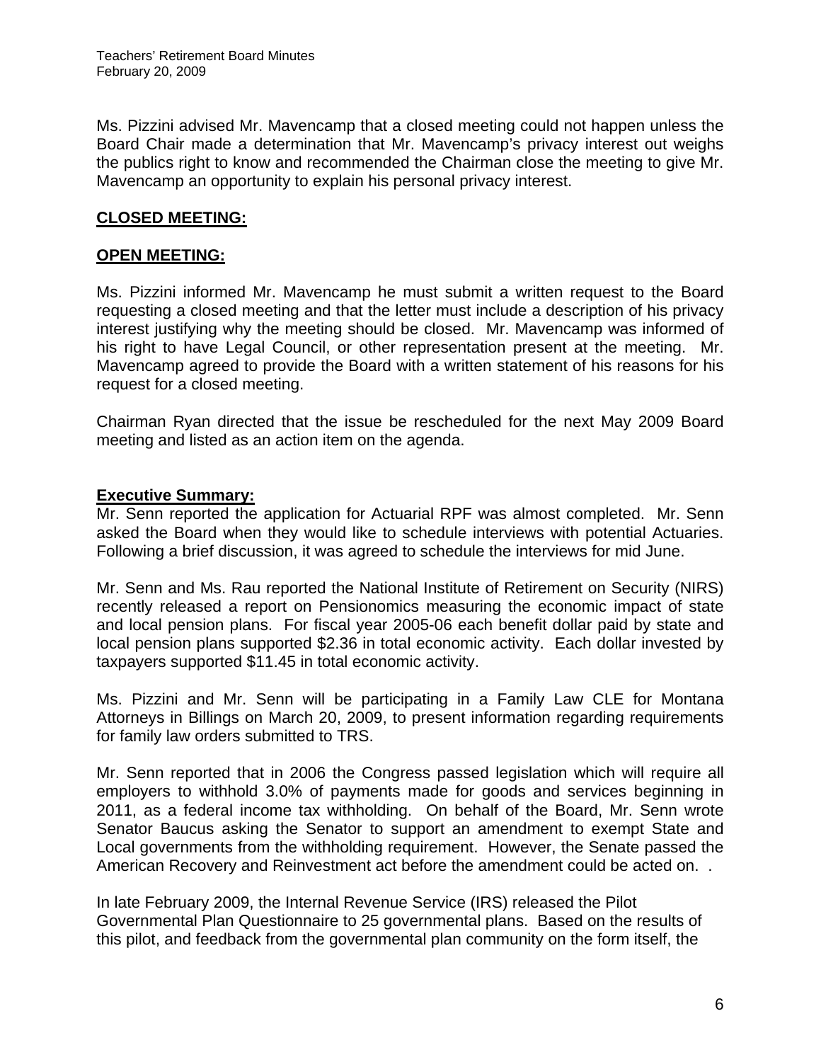Ms. Pizzini advised Mr. Mavencamp that a closed meeting could not happen unless the Board Chair made a determination that Mr. Mavencamp's privacy interest out weighs the publics right to know and recommended the Chairman close the meeting to give Mr. Mavencamp an opportunity to explain his personal privacy interest.

**CLOSED MEETING:**

**OPEN MEETING:**

Ms. Pizzini informed Mr. Mavencamp he must submit a written request to the Board requesting a closed meeting and that the letter must include a description of his privacy interest justifying why the meeting should be closed. Mr. Mavencamp was informed of his right to have Legal Council, or other representation present at the meeting. Mr. Mavencamp agreed to provide the Board with a written statement of his reasons for his request for a closed meeting.

Chairman Ryan directed that the issue be rescheduled for the next May 2009 Board meeting and listed as an action item on the agenda.

**Executive Summary:**

Mr. Senn reported the application for Actuarial RPF was almost completed. Mr. Senn asked the Board when they would like to schedule interviews with potential Actuaries. Following a brief discussion, it was agreed to schedule the interviews for mid June.

Mr. Senn and Ms. Rau reported the National Institute of Retirement on Security (NIRS) recently released a report on Pensionomics measuring the economic impact of state and local pension plans. For fiscal year 2005-06 each benefit dollar paid by state and local pension plans supported $2.36 in total economic activity. Each dollar invested by taxpayers supported $11.45 in total economic activity.

Ms. Pizzini and Mr. Senn will be participating in a Family Law CLE for Montana Attorneys in Billings on March 20, 2009, to present information regarding requirements for family law orders submitted to TRS.

Mr. Senn reported that in 2006 the Congress passed legislation which will require all employers to withhold 3.0% of payments made for goods and services beginning in 2011, as a federal income tax withholding. On behalf of the Board, Mr. Senn wrote Senator Baucus asking the Senator to support an amendment to exempt State and Local governments from the withholding requirement. However, the Senate passed the American Recovery and Reinvestment act before the amendment could be acted on. .

In late February 2009, the Internal Revenue Service (IRS) released the Pilot Governmental Plan Questionnaire to 25 governmental plans. Based on the results of this pilot, and feedback from the governmental plan community on the form itself, the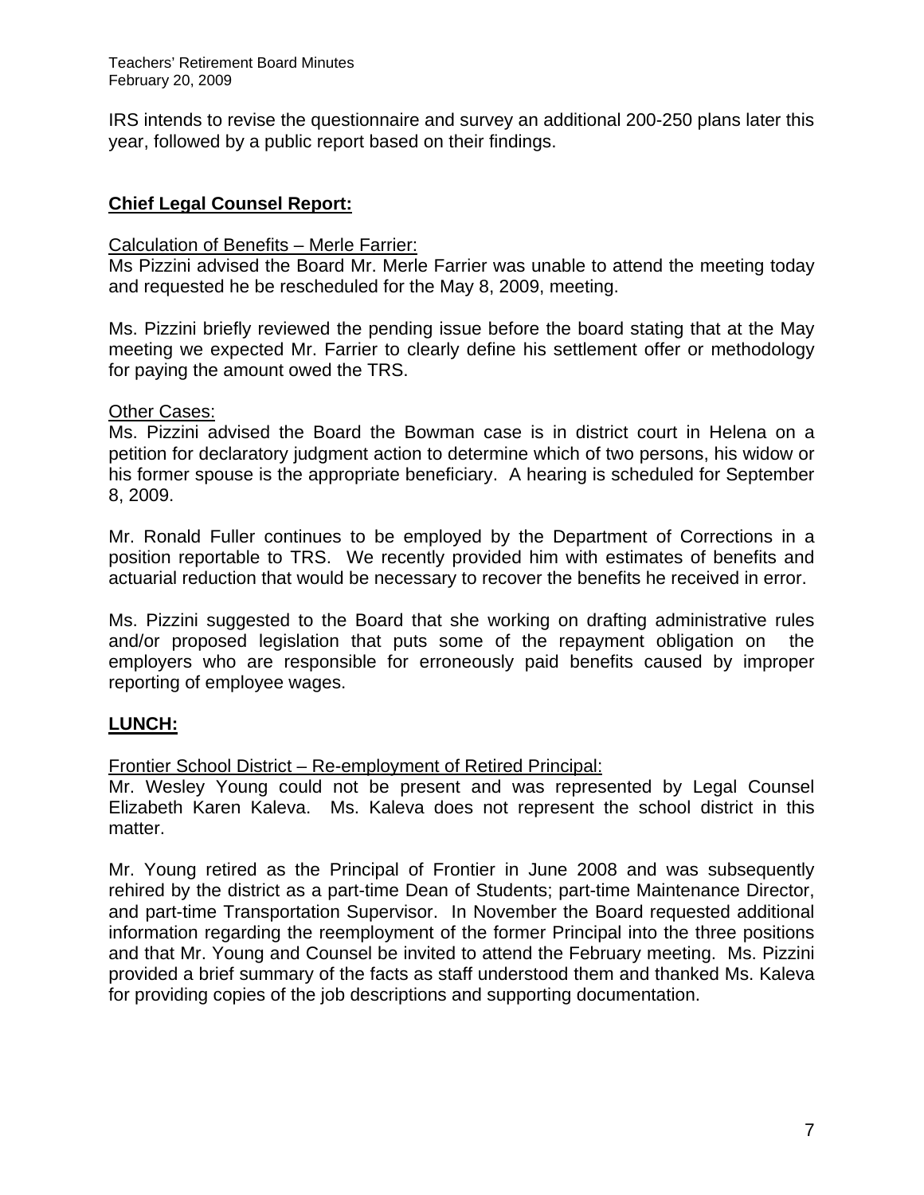IRS intends to revise the questionnaire and survey an additional 200-250 plans later this year, followed by a public report based on their findings.

## **Chief Legal Counsel Report:**

Calculation of Benefits – Merle Farrier:

Ms Pizzini advised the Board Mr. Merle Farrier was unable to attend the meeting today and requested he be rescheduled for the May 8, 2009, meeting.

Ms. Pizzini briefly reviewed the pending issue before the board stating that at the May meeting we expected Mr. Farrier to clearly define his settlement offer or methodology for paying the amount owed the TRS.

Other Cases:

Ms. Pizzini advised the Board the Bowman case is in district court in Helena on a petition for declaratory judgment action to determine which of two persons, his widow or his former spouse is the appropriate beneficiary. A hearing is scheduled for September 8, 2009.

Mr. Ronald Fuller continues to be employed by the Department of Corrections in a position reportable to TRS. We recently provided him with estimates of benefits and actuarial reduction that would be necessary to recover the benefits he received in error.

Ms. Pizzini suggested to the Board that she working on drafting administrative rules and/or proposed legislation that puts some of the repayment obligation on the employers who are responsible for erroneously paid benefits caused by improper reporting of employee wages.

## **LUNCH:**

Frontier School District – Re-employment of Retired Principal:

Mr. Wesley Young could not be present and was represented by Legal Counsel Elizabeth Karen Kaleva. Ms. Kaleva does not represent the school district in this matter.

Mr. Young retired as the Principal of Frontier in June 2008 and was subsequently rehired by the district as a part-time Dean of Students; part-time Maintenance Director, and part-time Transportation Supervisor. In November the Board requested additional information regarding the reemployment of the former Principal into the three positions and that Mr. Young and Counsel be invited to attend the February meeting. Ms. Pizzini provided a brief summary of the facts as staff understood them and thanked Ms. Kaleva for providing copies of the job descriptions and supporting documentation.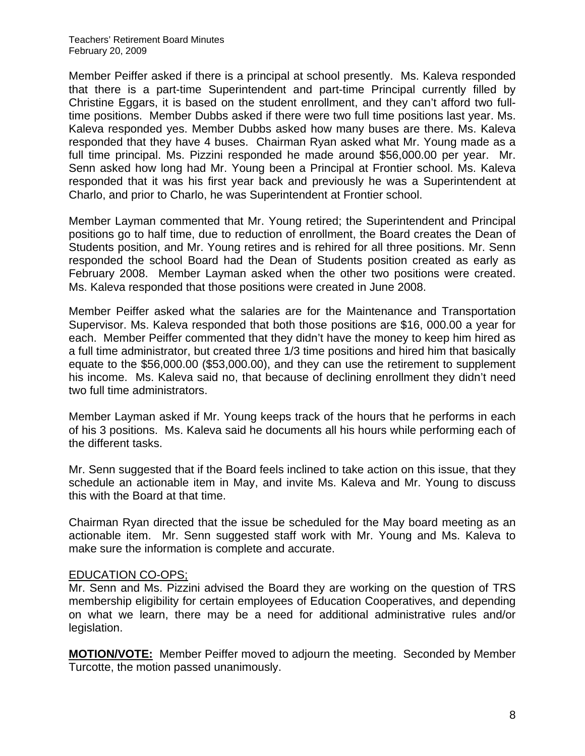Member Peiffer asked if there is a principal at school presently. Ms. Kaleva responded that there is a part-time Superintendent and part-time Principal currently filled by Christine Eggars, it is based on the student enrollment, and they can't afford two full-time positions. Member Dubbs asked if there were two full time positions last year. Ms. Kaleva responded yes. Member Dubbs asked how many buses are there. Ms. Kaleva responded that they have 4 buses. Chairman Ryan asked what Mr. Young made as a full time principal. Ms. Pizzini responded he made around $56,000.00 per year. Mr. Senn asked how long had Mr. Young been a Principal at Frontier school. Ms. Kaleva responded that it was his first year back and previously he was a Superintendent at Charlo, and prior to Charlo, he was Superintendent at Frontier school.

Member Layman commented that Mr. Young retired; the Superintendent and Principal positions go to half time, due to reduction of enrollment, the Board creates the Dean of Students position, and Mr. Young retires and is rehired for all three positions. Mr. Senn responded the school Board had the Dean of Students position created as early as February 2008. Member Layman asked when the other two positions were created. Ms. Kaleva responded that those positions were created in June 2008.

Member Peiffer asked what the salaries are for the Maintenance and Transportation Supervisor. Ms. Kaleva responded that both those positions are $16, 000.00 a year for each. Member Peiffer commented that they didn't have the money to keep him hired as a full time administrator, but created three 1/3 time positions and hired him that basically equate to the $56,000.00 ($53,000.00), and they can use the retirement to supplement his income. Ms. Kaleva said no, that because of declining enrollment they didn't need two full time administrators.

Member Layman asked if Mr. Young keeps track of the hours that he performs in each of his 3 positions. Ms. Kaleva said he documents all his hours while performing each of the different tasks.

Mr. Senn suggested that if the Board feels inclined to take action on this issue, that they schedule an actionable item in May, and invite Ms. Kaleva and Mr. Young to discuss this with the Board at that time.

Chairman Ryan directed that the issue be scheduled for the May board meeting as an actionable item. Mr. Senn suggested staff work with Mr. Young and Ms. Kaleva to make sure the information is complete and accurate.

<u>EDUCATION CO-OPS;</u>

Mr. Senn and Ms. Pizzini advised the Board they are working on the question of TRS membership eligibility for certain employees of Education Cooperatives, and depending on what we learn, there may be a need for additional administrative rules and/or legislation.

**MOTION/VOTE:** Member Peiffer moved to adjourn the meeting. Seconded by Member Turcotte, the motion passed unanimously.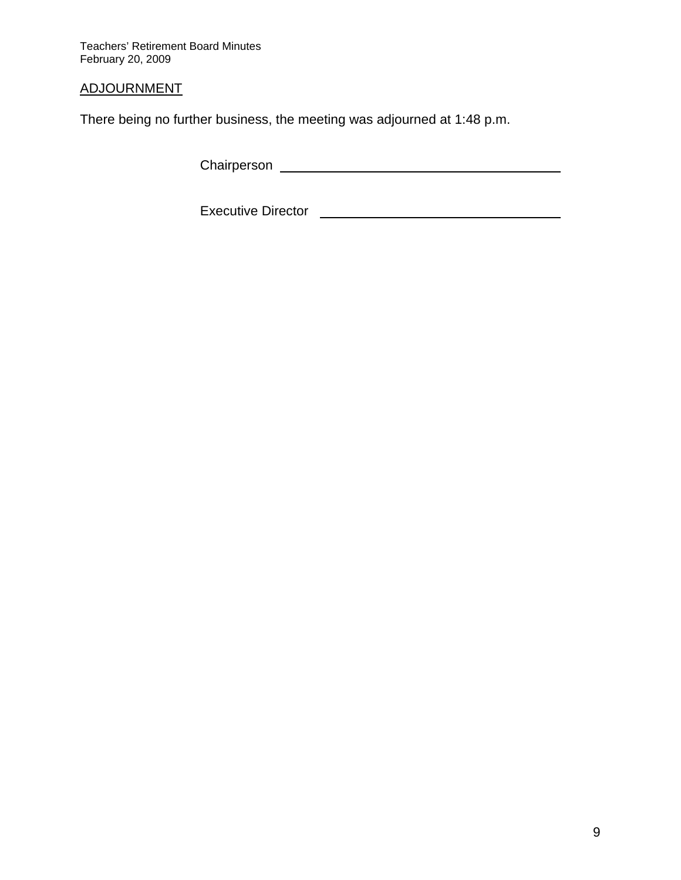## ADJOURNMENT

There being no further business, the meeting was adjourned at 1:48 p.m.

Chairperson ________________________________

Executive Director ____________________________